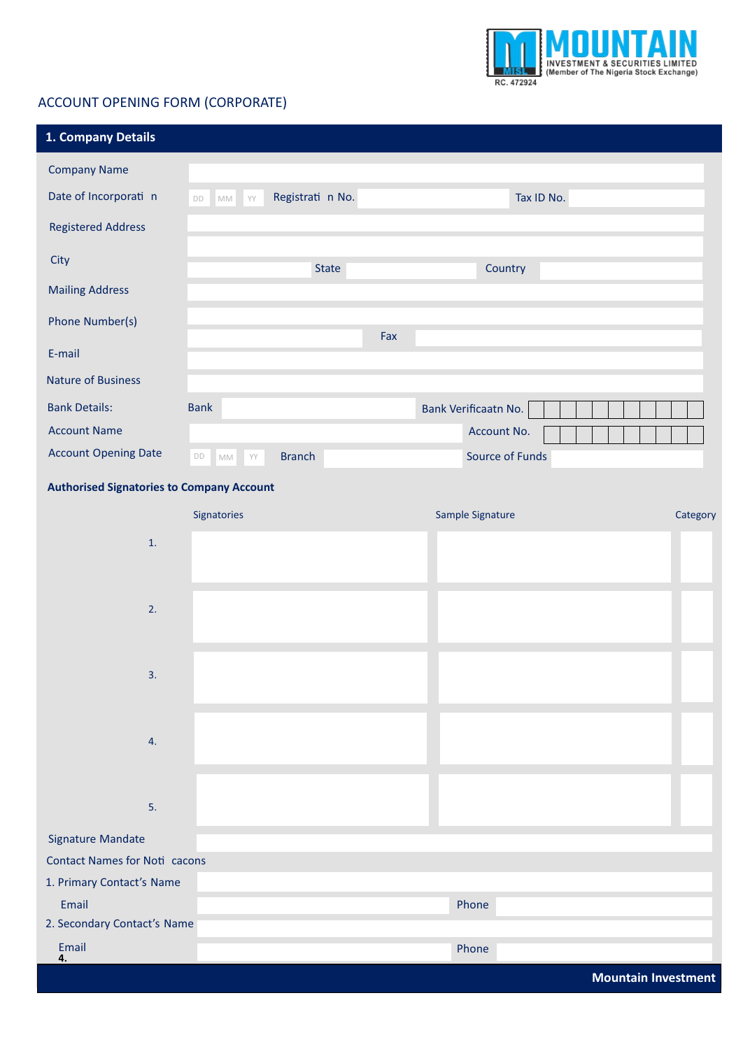MOUNTAIN INVESTMENT & SECURITIES LIMITED
(Member of The Nigeria Stock Exchange)
RC. 472924

# ACCOUNT OPENING FORM (CORPORATE)

## 1. Company Details

Company Name

Date of Incorporati n DD MM YY Registrati n No. Tax ID No.

Registered Address

City State Country

Mailing Address

Phone Number(s) Fax

E-mail

Nature of Business

Bank Details: Bank Bank Verificaatn No.

Account Name Account No.

Account Opening Date DD MM YY Branch Source of Funds

**Authorised Signatories to Company Account**

| | Signatories | Sample Signature | Category |
|---|---|---|---|
| 1. | | | |
| 2. | | | |
| 3. | | | |
| 4. | | | |
| 5. | | | |

Signature Mandate

Contact Names for Noti cacons

1. Primary Contact's Name

Email Phone

2. Secondary Contact's Name

Email Phone

4.

**Mountain Investment**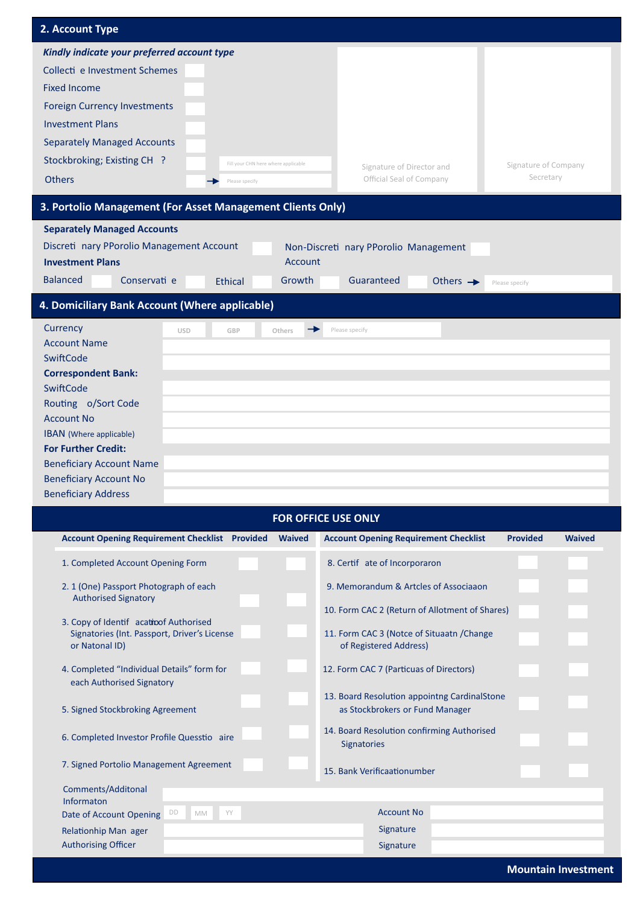## 2. Account Type

***Kindly indicate your preferred account type***

- Collecti e Investment Schemes
- Fixed Income
- Foreign Currency Investments
- Investment Plans
- Separately Managed Accounts
- Stockbroking; Existing CH ? — Fill your CHN here where applicable
- Others → Please specify

Signature of Director and Official Seal of Company

Signature of Company Secretary

## 3. Portolio Management (For Asset Management Clients Only)

**Separately Managed Accounts**

Discreti nary PPorolio Management Account

Non-Discreti nary PPorolio Management Account

**Investment Plans**

Balanced | Conservati e | Ethical | Growth | Guaranteed | Others → Please specify

## 4. Domiciliary Bank Account (Where applicable)

Currency: USD | GBP | Others → Please specify

Account Name

SwiftCode

**Correspondent Bank:**

SwiftCode

Routing o/Sort Code

Account No

IBAN (Where applicable)

**For Further Credit:**

Beneficiary Account Name

Beneficiary Account No

Beneficiary Address

## FOR OFFICE USE ONLY

| Account Opening Requirement Checklist | Provided | Waived | Account Opening Requirement Checklist | Provided | Waived |
|---|---|---|---|---|---|
| 1. Completed Account Opening Form | | | 8. Certif ate of Incorporaron | | |
| 2. 1 (One) Passport Photograph of each Authorised Signatory | | | 9. Memorandum & Artcles of Associaaon | | |
| 3. Copy of Identif acatirof Authorised Signatories (Int. Passport, Driver's License or Natonal ID) | | | 10. Form CAC 2 (Return of Allotment of Shares) | | |
| 4. Completed "Individual Details" form for each Authorised Signatory | | | 11. Form CAC 3 (Notce of Situaatn /Change of Registered Address) | | |
| 5. Signed Stockbroking Agreement | | | 12. Form CAC 7 (Particuas of Directors) | | |
| 6. Completed Investor Profile Quesstio aire | | | 13. Board Resolution appointng CardinalStone as Stockbrokers or Fund Manager | | |
| 7. Signed Portolio Management Agreement | | | 14. Board Resolution confirming Authorised Signatories | | |
| | | | 15. Bank Verificaationumber | | |

Comments/Additonal Informaton

Date of Account Opening: DD MM YY

Account No

Relationhip Man ager

Signature

Authorising Officer

Signature

**Mountain Investment**